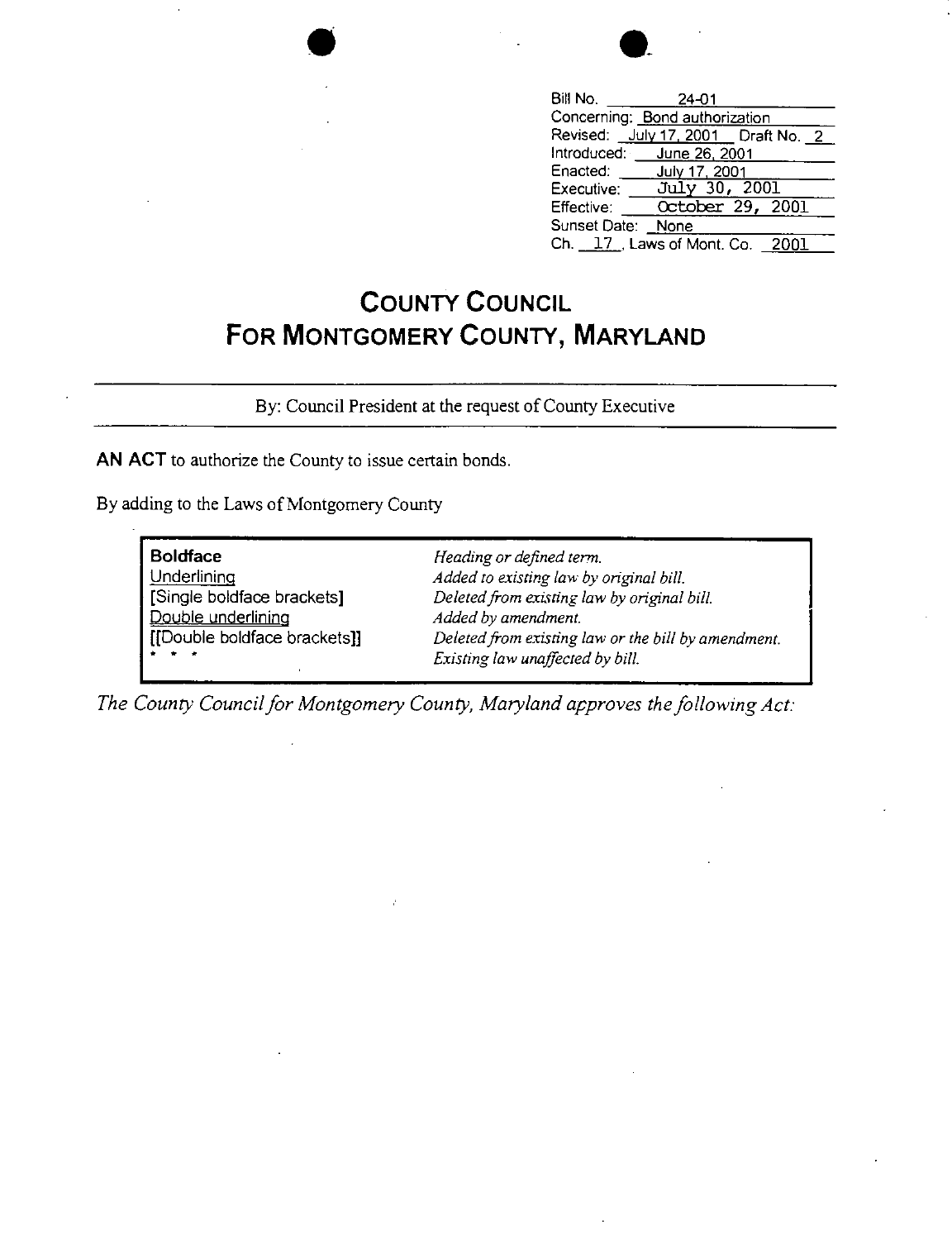Bill No. 24-01
Concerning: Bond authorization
Revised: July 17, 2001 Draft No. 2
Introduced: June 26, 2001
Enacted: July 17, 2001
Executive: July 30, 2001
Effective: October 29, 2001
Sunset Date: None
Ch. 17, Laws of Mont. Co. 2001

# COUNTY COUNCIL
# FOR MONTGOMERY COUNTY, MARYLAND

By: Council President at the request of County Executive

**AN ACT** to authorize the County to issue certain bonds.

By adding to the Laws of Montgomery County

| | |
|---|---|
| **Boldface** | *Heading or defined term.* |
| Underlining | *Added to existing law by original bill.* |
| [Single boldface brackets] | *Deleted from existing law by original bill.* |
| Double underlining | *Added by amendment.* |
| [[Double boldface brackets]] | *Deleted from existing law or the bill by amendment.* |
| * * * | *Existing law unaffected by bill.* |

*The County Council for Montgomery County, Maryland approves the following Act:*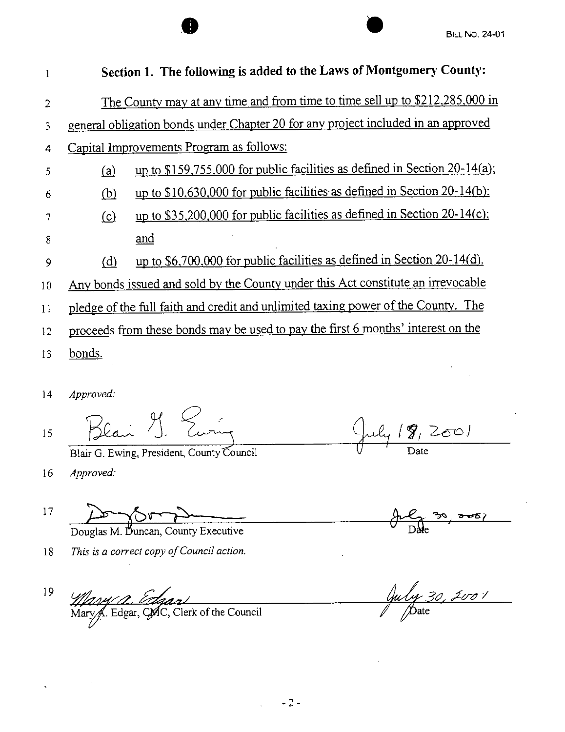**Section 1. The following is added to the Laws of Montgomery County:**

The County may at any time and from time to time sell up to $212,285,000 in general obligation bonds under Chapter 20 for any project included in an approved Capital Improvements Program as follows:

(a) up to $159,755,000 for public facilities as defined in Section 20-14(a);

(b) up to $10,630,000 for public facilities as defined in Section 20-14(b);

(c) up to $35,200,000 for public facilities as defined in Section 20-14(c); and

(d) up to $6,700,000 for public facilities as defined in Section 20-14(d).

Any bonds issued and sold by the County under this Act constitute an irrevocable pledge of the full faith and credit and unlimited taxing power of the County. The proceeds from these bonds may be used to pay the first 6 months' interest on the bonds.

*Approved:*

Blair G. Ewing — July 18, 2001

Blair G. Ewing, President, County Council — Date

*Approved:*

Douglas M. Duncan — July 30, 2001

Douglas M. Duncan, County Executive — Date

*This is a correct copy of Council action.*

Mary A. Edgar — July 30, 2001

Mary A. Edgar, CMC, Clerk of the Council — Date